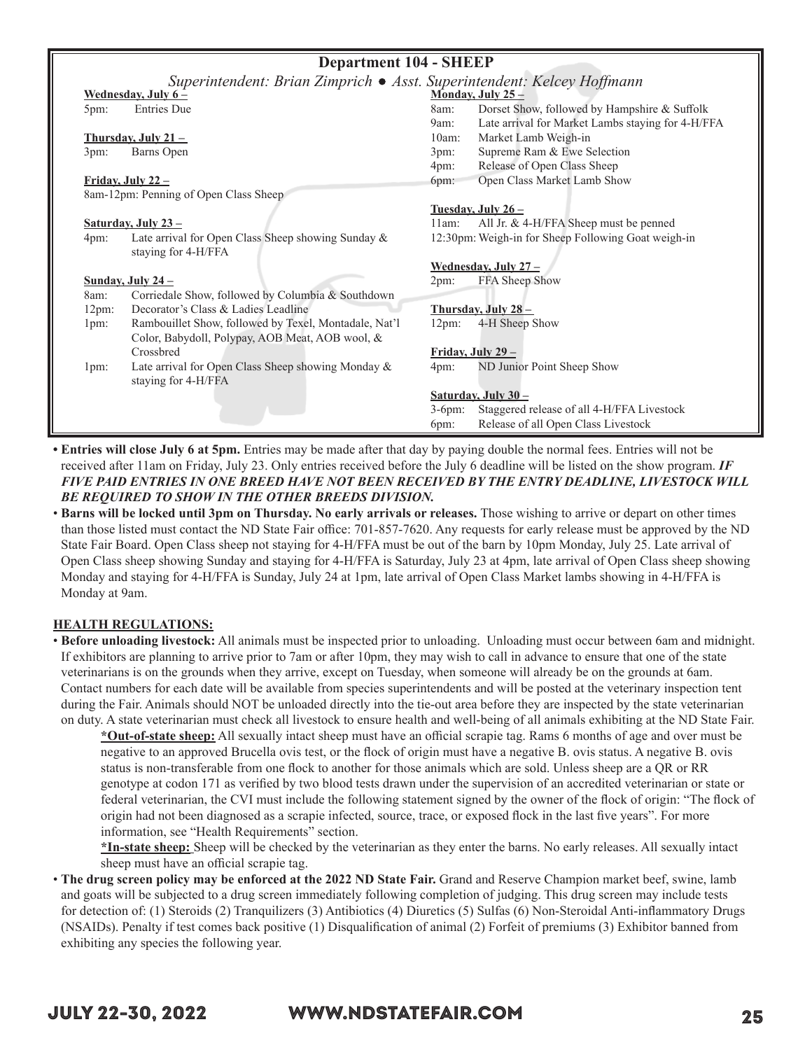## Department 104 - SHEEP

*Superintendent: Brian Zimprich ● Asst. Superintendent: Kelcey Hoffmann*

**Wednesday, July 6 –**
5pm: Entries Due

**Thursday, July 21 –**
3pm: Barns Open

**Friday, July 22 –**
8am-12pm: Penning of Open Class Sheep

**Saturday, July 23 –**
4pm: Late arrival for Open Class Sheep showing Sunday & staying for 4-H/FFA

**Sunday, July 24 –**
8am: Corriedale Show, followed by Columbia & Southdown
12pm: Decorator's Class & Ladies Leadline
1pm: Rambouillet Show, followed by Texel, Montadale, Nat'l Color, Babydoll, Polypay, AOB Meat, AOB wool, & Crossbred
1pm: Late arrival for Open Class Sheep showing Monday & staying for 4-H/FFA

**Monday, July 25 –**
8am: Dorset Show, followed by Hampshire & Suffolk
9am: Late arrival for Market Lambs staying for 4-H/FFA
10am: Market Lamb Weigh-in
3pm: Supreme Ram & Ewe Selection
4pm: Release of Open Class Sheep
6pm: Open Class Market Lamb Show

**Tuesday, July 26 –**
11am: All Jr. & 4-H/FFA Sheep must be penned
12:30pm: Weigh-in for Sheep Following Goat weigh-in

**Wednesday, July 27 –**
2pm: FFA Sheep Show

**Thursday, July 28 –**
12pm: 4-H Sheep Show

**Friday, July 29 –**
4pm: ND Junior Point Sheep Show

**Saturday, July 30 –**
3-6pm: Staggered release of all 4-H/FFA Livestock
6pm: Release of all Open Class Livestock

- **Entries will close July 6 at 5pm.** Entries may be made after that day by paying double the normal fees. Entries will not be received after 11am on Friday, July 23. Only entries received before the July 6 deadline will be listed on the show program. ***IF FIVE PAID ENTRIES IN ONE BREED HAVE NOT BEEN RECEIVED BY THE ENTRY DEADLINE, LIVESTOCK WILL BE REQUIRED TO SHOW IN THE OTHER BREEDS DIVISION.***
- **Barns will be locked until 3pm on Thursday. No early arrivals or releases.** Those wishing to arrive or depart on other times than those listed must contact the ND State Fair office: 701-857-7620. Any requests for early release must be approved by the ND State Fair Board. Open Class sheep not staying for 4-H/FFA must be out of the barn by 10pm Monday, July 25. Late arrival of Open Class sheep showing Sunday and staying for 4-H/FFA is Saturday, July 23 at 4pm, late arrival of Open Class sheep showing Monday and staying for 4-H/FFA is Sunday, July 24 at 1pm, late arrival of Open Class Market lambs showing in 4-H/FFA is Monday at 9am.

**HEALTH REGULATIONS:**

- **Before unloading livestock:** All animals must be inspected prior to unloading. Unloading must occur between 6am and midnight. If exhibitors are planning to arrive prior to 7am or after 10pm, they may wish to call in advance to ensure that one of the state veterinarians is on the grounds when they arrive, except on Tuesday, when someone will already be on the grounds at 6am. Contact numbers for each date will be available from species superintendents and will be posted at the veterinary inspection tent during the Fair. Animals should NOT be unloaded directly into the tie-out area before they are inspected by the state veterinarian on duty. A state veterinarian must check all livestock to ensure health and well-being of all animals exhibiting at the ND State Fair.

  **\*Out-of-state sheep:** All sexually intact sheep must have an official scrapie tag. Rams 6 months of age and over must be negative to an approved Brucella ovis test, or the flock of origin must have a negative B. ovis status. A negative B. ovis status is non-transferable from one flock to another for those animals which are sold. Unless sheep are a QR or RR genotype at codon 171 as verified by two blood tests drawn under the supervision of an accredited veterinarian or state or federal veterinarian, the CVI must include the following statement signed by the owner of the flock of origin: "The flock of origin had not been diagnosed as a scrapie infected, source, trace, or exposed flock in the last five years". For more information, see "Health Requirements" section.

  **\*In-state sheep:** Sheep will be checked by the veterinarian as they enter the barns. No early releases. All sexually intact sheep must have an official scrapie tag.

- **The drug screen policy may be enforced at the 2022 ND State Fair.** Grand and Reserve Champion market beef, swine, lamb and goats will be subjected to a drug screen immediately following completion of judging. This drug screen may include tests for detection of: (1) Steroids (2) Tranquilizers (3) Antibiotics (4) Diuretics (5) Sulfas (6) Non-Steroidal Anti-inflammatory Drugs (NSAIDs). Penalty if test comes back positive (1) Disqualification of animal (2) Forfeit of premiums (3) Exhibitor banned from exhibiting any species the following year.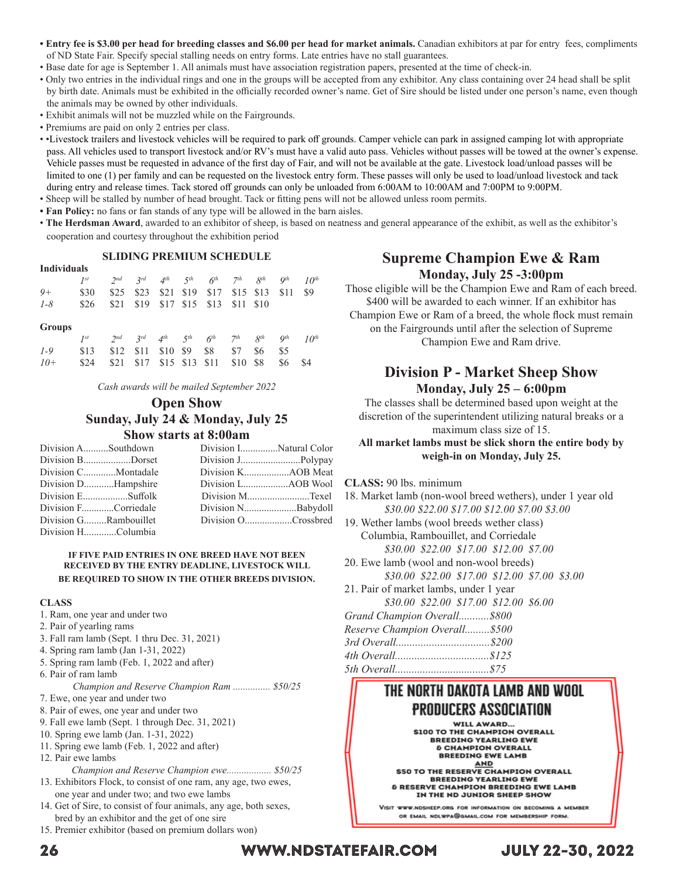- **Entry fee is $3.00 per head for breeding classes and $6.00 per head for market animals.** Canadian exhibitors at par for entry fees, compliments of ND State Fair. Specify special stalling needs on entry forms. Late entries have no stall guarantees.
- Base date for age is September 1. All animals must have association registration papers, presented at the time of check-in.
- Only two entries in the individual rings and one in the groups will be accepted from any exhibitor. Any class containing over 24 head shall be split by birth date. Animals must be exhibited in the officially recorded owner's name. Get of Sire should be listed under one person's name, even though the animals may be owned by other individuals.
- Exhibit animals will not be muzzled while on the Fairgrounds.
- Premiums are paid on only 2 entries per class.
- •Livestock trailers and livestock vehicles will be required to park off grounds. Camper vehicle can park in assigned camping lot with appropriate pass. All vehicles used to transport livestock and/or RV's must have a valid auto pass. Vehicles without passes will be towed at the owner's expense. Vehicle passes must be requested in advance of the first day of Fair, and will not be available at the gate. Livestock load/unload passes will be limited to one (1) per family and can be requested on the livestock entry form. These passes will only be used to load/unload livestock and tack during entry and release times. Tack stored off grounds can only be unloaded from 6:00AM to 10:00AM and 7:00PM to 9:00PM.
- Sheep will be stalled by number of head brought. Tack or fitting pens will not be allowed unless room permits.
- **Fan Policy:** no fans or fan stands of any type will be allowed in the barn aisles.
- **The Herdsman Award**, awarded to an exhibitor of sheep, is based on neatness and general appearance of the exhibit, as well as the exhibitor's cooperation and courtesy throughout the exhibition period

### SLIDING PREMIUM SCHEDULE

**Individuals**

| | 1st | 2nd | 3rd | 4th | 5th | 6th | 7th | 8th | 9th | 10th |
|---|---|---|---|---|---|---|---|---|---|---|
| 9+ | $30 | $25 | $23 | $21 | $19 | $17 | $15 | $13 | $11 | $9 |
| 1-8 | $26 | $21 | $19 | $17 | $15 | $13 | $11 | $10 | | |

**Groups**

| | 1st | 2nd | 3rd | 4th | 5th | 6th | 7th | 8th | 9th | 10th |
|---|---|---|---|---|---|---|---|---|---|---|
| 1-9 | $13 | $12 | $11 | $10 | $9 | $8 | $7 | $6 | $5 | |
| 10+ | $24 | $21 | $17 | $15 | $13 | $11 | $10 | $8 | $6 | $4 |

*Cash awards will be mailed September 2022*

## Open Show
### Sunday, July 24 & Monday, July 25
### Show starts at 8:00am

Division A..........Southdown
Division B..................Dorset
Division C............Montadale
Division D............Hampshire
Division E..................Suffolk
Division F............Corriedale
Division G.........Rambouillet
Division H.............Columbia
Division I...............Natural Color
Division J........................Polypay
Division K..................AOB Meat
Division L..................AOB Wool
Division M.........................Texel
Division N.....................Babydoll
Division O...................Crossbred

**IF FIVE PAID ENTRIES IN ONE BREED HAVE NOT BEEN RECEIVED BY THE ENTRY DEADLINE, LIVESTOCK WILL BE REQUIRED TO SHOW IN THE OTHER BREEDS DIVISION.**

**CLASS**

1. Ram, one year and under two
2. Pair of yearling rams
3. Fall ram lamb (Sept. 1 thru Dec. 31, 2021)
4. Spring ram lamb (Jan 1-31, 2022)
5. Spring ram lamb (Feb. 1, 2022 and after)
6. Pair of ram lamb

   *Champion and Reserve Champion Ram ............... $50/25*
7. Ewe, one year and under two
8. Pair of ewes, one year and under two
9. Fall ewe lamb (Sept. 1 through Dec. 31, 2021)
10. Spring ewe lamb (Jan. 1-31, 2022)
11. Spring ewe lamb (Feb. 1, 2022 and after)
12. Pair ewe lambs

    *Champion and Reserve Champion ewe.................. $50/25*
13. Exhibitors Flock, to consist of one ram, any age, two ewes, one year and under two; and two ewe lambs
14. Get of Sire, to consist of four animals, any age, both sexes, bred by an exhibitor and the get of one sire
15. Premier exhibitor (based on premium dollars won)

## Supreme Champion Ewe & Ram
### Monday, July 25 -3:00pm

Those eligible will be the Champion Ewe and Ram of each breed. $400 will be awarded to each winner. If an exhibitor has Champion Ewe or Ram of a breed, the whole flock must remain on the Fairgrounds until after the selection of Supreme Champion Ewe and Ram drive.

## Division P - Market Sheep Show
### Monday, July 25 – 6:00pm

The classes shall be determined based upon weight at the discretion of the superintendent utilizing natural breaks or a maximum class size of 15.

**All market lambs must be slick shorn the entire body by weigh-in on Monday, July 25.**

**CLASS:** 90 lbs. minimum

18. Market lamb (non-wool breed wethers), under 1 year old

    *$30.00 $22.00 $17.00 $12.00 $7.00 $3.00*
19. Wether lambs (wool breeds wether class) Columbia, Rambouillet, and Corriedale

    *$30.00 $22.00 $17.00 $12.00 $7.00*
20. Ewe lamb (wool and non-wool breeds)

    *$30.00 $22.00 $17.00 $12.00 $7.00 $3.00*
21. Pair of market lambs, under 1 year

    *$30.00 $22.00 $17.00 $12.00 $6.00*

*Grand Champion Overall...........$800*
*Reserve Champion Overall.........$500*
*3rd Overall..................................$200*
*4th Overall..................................$125*
*5th Overall..................................$75*

**THE NORTH DAKOTA LAMB AND WOOL PRODUCERS ASSOCIATION**

WILL AWARD...
$100 TO THE CHAMPION OVERALL BREEDING YEARLING EWE & CHAMPION OVERALL BREEDING EWE LAMB
AND
$50 TO THE RESERVE CHAMPION OVERALL BREEDING YEARLING EWE & RESERVE CHAMPION BREEDING EWE LAMB IN THE ND JUNIOR SHEEP SHOW

Visit www.ndsheep.org for information on becoming a member or email ndlwpa@gmail.com for membership form.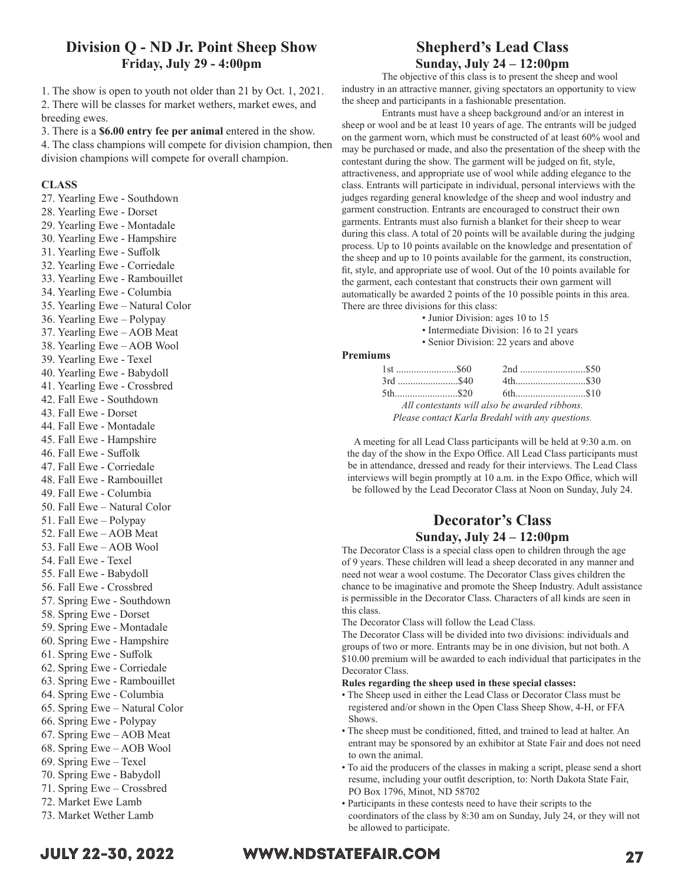## Division Q - ND Jr. Point Sheep Show

### Friday, July 29 - 4:00pm

1. The show is open to youth not older than 21 by Oct. 1, 2021.
2. There will be classes for market wethers, market ewes, and breeding ewes.
3. There is a **$6.00 entry fee per animal** entered in the show.
4. The class champions will compete for division champion, then division champions will compete for overall champion.

**CLASS**

27. Yearling Ewe - Southdown
28. Yearling Ewe - Dorset
29. Yearling Ewe - Montadale
30. Yearling Ewe - Hampshire
31. Yearling Ewe - Suffolk
32. Yearling Ewe - Corriedale
33. Yearling Ewe - Rambouillet
34. Yearling Ewe - Columbia
35. Yearling Ewe – Natural Color
36. Yearling Ewe – Polypay
37. Yearling Ewe – AOB Meat
38. Yearling Ewe – AOB Wool
39. Yearling Ewe - Texel
40. Yearling Ewe - Babydoll
41. Yearling Ewe - Crossbred
42. Fall Ewe - Southdown
43. Fall Ewe - Dorset
44. Fall Ewe - Montadale
45. Fall Ewe - Hampshire
46. Fall Ewe - Suffolk
47. Fall Ewe - Corriedale
48. Fall Ewe - Rambouillet
49. Fall Ewe - Columbia
50. Fall Ewe – Natural Color
51. Fall Ewe – Polypay
52. Fall Ewe – AOB Meat
53. Fall Ewe – AOB Wool
54. Fall Ewe - Texel
55. Fall Ewe - Babydoll
56. Fall Ewe - Crossbred
57. Spring Ewe - Southdown
58. Spring Ewe - Dorset
59. Spring Ewe - Montadale
60. Spring Ewe - Hampshire
61. Spring Ewe - Suffolk
62. Spring Ewe - Corriedale
63. Spring Ewe - Rambouillet
64. Spring Ewe - Columbia
65. Spring Ewe – Natural Color
66. Spring Ewe - Polypay
67. Spring Ewe – AOB Meat
68. Spring Ewe – AOB Wool
69. Spring Ewe – Texel
70. Spring Ewe - Babydoll
71. Spring Ewe – Crossbred
72. Market Ewe Lamb
73. Market Wether Lamb

## Shepherd's Lead Class

### Sunday, July 24 – 12:00pm

The objective of this class is to present the sheep and wool industry in an attractive manner, giving spectators an opportunity to view the sheep and participants in a fashionable presentation.

Entrants must have a sheep background and/or an interest in sheep or wool and be at least 10 years of age. The entrants will be judged on the garment worn, which must be constructed of at least 60% wool and may be purchased or made, and also the presentation of the sheep with the contestant during the show. The garment will be judged on fit, style, attractiveness, and appropriate use of wool while adding elegance to the class. Entrants will participate in individual, personal interviews with the judges regarding general knowledge of the sheep and wool industry and garment construction. Entrants are encouraged to construct their own garments. Entrants must also furnish a blanket for their sheep to wear during this class. A total of 20 points will be available during the judging process. Up to 10 points available on the knowledge and presentation of the sheep and up to 10 points available for the garment, its construction, fit, style, and appropriate use of wool. Out of the 10 points available for the garment, each contestant that constructs their own garment will automatically be awarded 2 points of the 10 possible points in this area. There are three divisions for this class:

- Junior Division: ages 10 to 15
- Intermediate Division: 16 to 21 years
- Senior Division: 22 years and above

**Premiums**

| | |
|---|---|
| 1st ........................$60 | 2nd ..........................$50 |
| 3rd ........................$40 | 4th............................$30 |
| 5th.........................$20 | 6th............................$10 |

*All contestants will also be awarded ribbons.*
*Please contact Karla Bredahl with any questions.*

A meeting for all Lead Class participants will be held at 9:30 a.m. on the day of the show in the Expo Office. All Lead Class participants must be in attendance, dressed and ready for their interviews. The Lead Class interviews will begin promptly at 10 a.m. in the Expo Office, which will be followed by the Lead Decorator Class at Noon on Sunday, July 24.

## Decorator's Class

### Sunday, July 24 – 12:00pm

The Decorator Class is a special class open to children through the age of 9 years. These children will lead a sheep decorated in any manner and need not wear a wool costume. The Decorator Class gives children the chance to be imaginative and promote the Sheep Industry. Adult assistance is permissible in the Decorator Class. Characters of all kinds are seen in this class.

The Decorator Class will follow the Lead Class.

The Decorator Class will be divided into two divisions: individuals and groups of two or more. Entrants may be in one division, but not both. A $10.00 premium will be awarded to each individual that participates in the Decorator Class.

**Rules regarding the sheep used in these special classes:**

- The Sheep used in either the Lead Class or Decorator Class must be registered and/or shown in the Open Class Sheep Show, 4-H, or FFA Shows.
- The sheep must be conditioned, fitted, and trained to lead at halter. An entrant may be sponsored by an exhibitor at State Fair and does not need to own the animal.
- To aid the producers of the classes in making a script, please send a short resume, including your outfit description, to: North Dakota State Fair, PO Box 1796, Minot, ND 58702
- Participants in these contests need to have their scripts to the coordinators of the class by 8:30 am on Sunday, July 24, or they will not be allowed to participate.